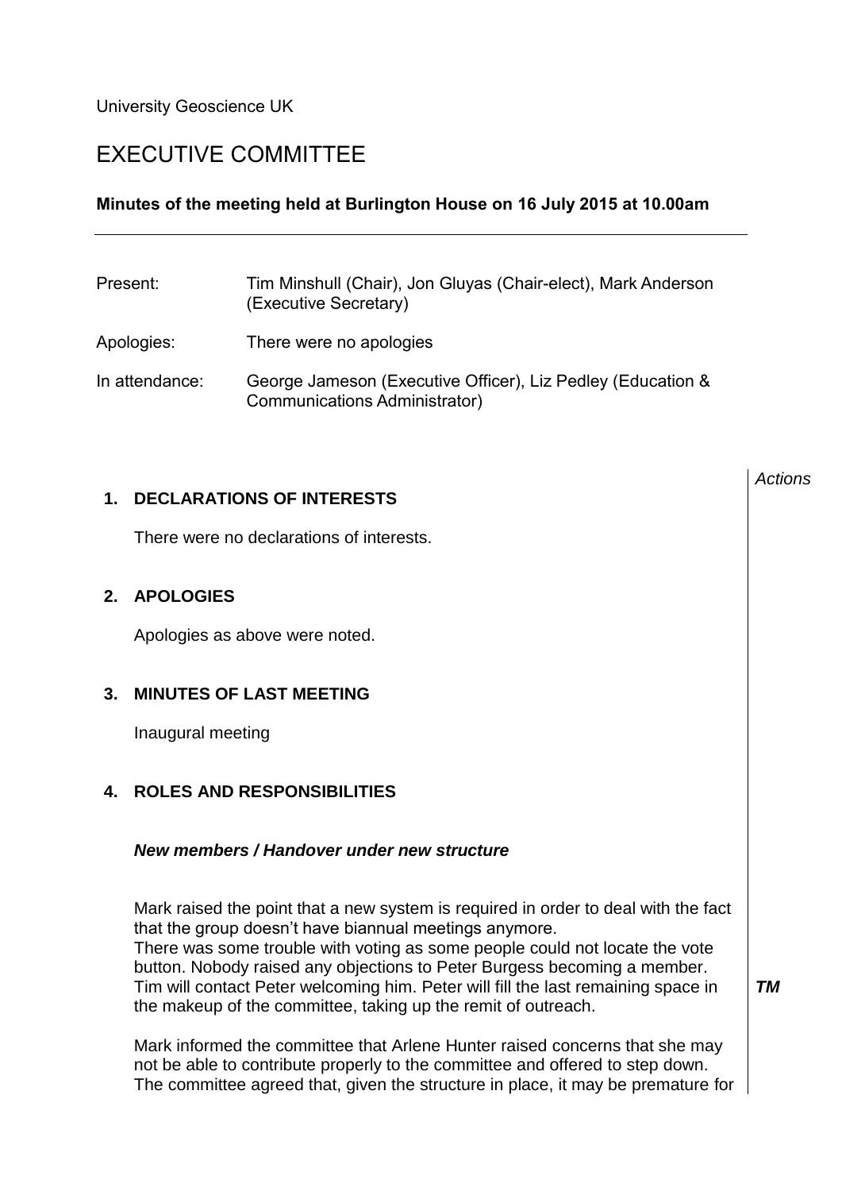University Geoscience UK

# EXECUTIVE COMMITTEE

**Minutes of the meeting held at Burlington House on 16 July 2015 at 10.00am**

---

| | |
|---|---|
| Present: | Tim Minshull (Chair), Jon Gluyas (Chair-elect), Mark Anderson (Executive Secretary) |
| Apologies: | There were no apologies |
| In attendance: | George Jameson (Executive Officer), Liz Pedley (Education & Communications Administrator) |

*Actions*

## 1. DECLARATIONS OF INTERESTS

There were no declarations of interests.

## 2. APOLOGIES

Apologies as above were noted.

## 3. MINUTES OF LAST MEETING

Inaugural meeting

## 4. ROLES AND RESPONSIBILITIES

### *New members / Handover under new structure*

Mark raised the point that a new system is required in order to deal with the fact that the group doesn't have biannual meetings anymore.
There was some trouble with voting as some people could not locate the vote button. Nobody raised any objections to Peter Burgess becoming a member. Tim will contact Peter welcoming him. Peter will fill the last remaining space in the makeup of the committee, taking up the remit of outreach. ***TM***

Mark informed the committee that Arlene Hunter raised concerns that she may not be able to contribute properly to the committee and offered to step down. The committee agreed that, given the structure in place, it may be premature for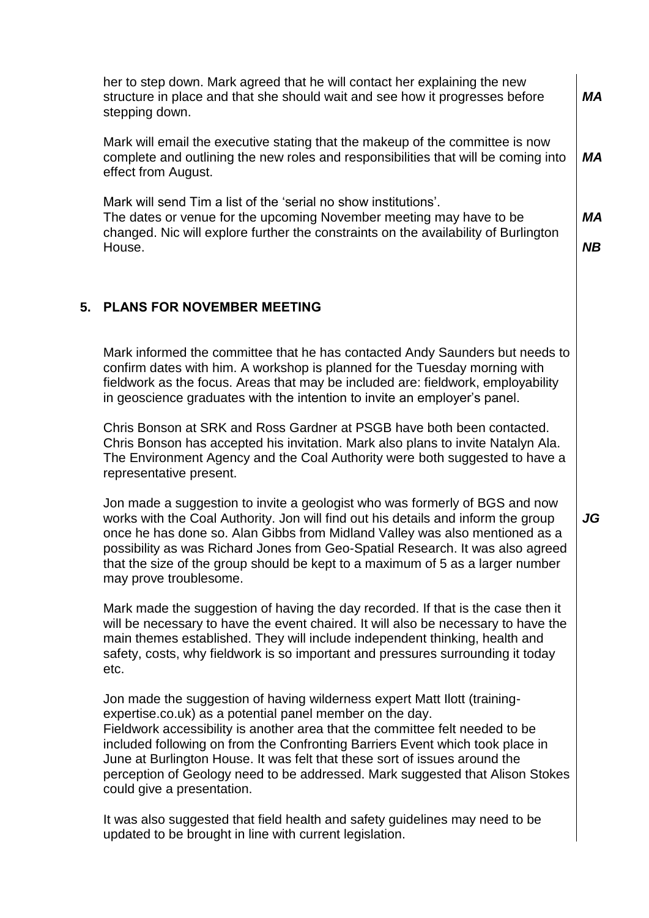her to step down. Mark agreed that he will contact her explaining the new structure in place and that she should wait and see how it progresses before stepping down. ***MA***

Mark will email the executive stating that the makeup of the committee is now complete and outlining the new roles and responsibilities that will be coming into effect from August. ***MA***

Mark will send Tim a list of the 'serial no show institutions'. ***MA***

The dates or venue for the upcoming November meeting may have to be changed. Nic will explore further the constraints on the availability of Burlington House. ***NB***

## 5. PLANS FOR NOVEMBER MEETING

Mark informed the committee that he has contacted Andy Saunders but needs to confirm dates with him. A workshop is planned for the Tuesday morning with fieldwork as the focus. Areas that may be included are: fieldwork, employability in geoscience graduates with the intention to invite an employer's panel.

Chris Bonson at SRK and Ross Gardner at PSGB have both been contacted. Chris Bonson has accepted his invitation. Mark also plans to invite Natalyn Ala. The Environment Agency and the Coal Authority were both suggested to have a representative present.

Jon made a suggestion to invite a geologist who was formerly of BGS and now works with the Coal Authority. Jon will find out his details and inform the group once he has done so. Alan Gibbs from Midland Valley was also mentioned as a possibility as was Richard Jones from Geo-Spatial Research. It was also agreed that the size of the group should be kept to a maximum of 5 as a larger number may prove troublesome. ***JG***

Mark made the suggestion of having the day recorded. If that is the case then it will be necessary to have the event chaired. It will also be necessary to have the main themes established. They will include independent thinking, health and safety, costs, why fieldwork is so important and pressures surrounding it today etc.

Jon made the suggestion of having wilderness expert Matt Ilott (training-expertise.co.uk) as a potential panel member on the day.
Fieldwork accessibility is another area that the committee felt needed to be included following on from the Confronting Barriers Event which took place in June at Burlington House. It was felt that these sort of issues around the perception of Geology need to be addressed. Mark suggested that Alison Stokes could give a presentation.

It was also suggested that field health and safety guidelines may need to be updated to be brought in line with current legislation.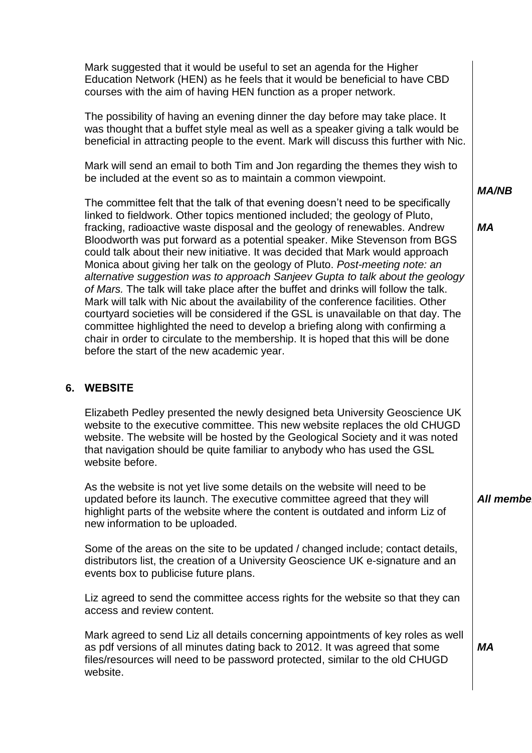Mark suggested that it would be useful to set an agenda for the Higher Education Network (HEN) as he feels that it would be beneficial to have CBD courses with the aim of having HEN function as a proper network.

The possibility of having an evening dinner the day before may take place. It was thought that a buffet style meal as well as a speaker giving a talk would be beneficial in attracting people to the event. Mark will discuss this further with Nic. **_MA/NB_**

Mark will send an email to both Tim and Jon regarding the themes they wish to be included at the event so as to maintain a common viewpoint. **_MA_**

The committee felt that the talk of that evening doesn't need to be specifically linked to fieldwork. Other topics mentioned included; the geology of Pluto, fracking, radioactive waste disposal and the geology of renewables. Andrew Bloodworth was put forward as a potential speaker. Mike Stevenson from BGS could talk about their new initiative. It was decided that Mark would approach Monica about giving her talk on the geology of Pluto. *Post-meeting note: an alternative suggestion was to approach Sanjeev Gupta to talk about the geology of Mars.* The talk will take place after the buffet and drinks will follow the talk. Mark will talk with Nic about the availability of the conference facilities. Other courtyard societies will be considered if the GSL is unavailable on that day. The committee highlighted the need to develop a briefing along with confirming a chair in order to circulate to the membership. It is hoped that this will be done before the start of the new academic year.

## 6. WEBSITE

Elizabeth Pedley presented the newly designed beta University Geoscience UK website to the executive committee. This new website replaces the old CHUGD website. The website will be hosted by the Geological Society and it was noted that navigation should be quite familiar to anybody who has used the GSL website before.

As the website is not yet live some details on the website will need to be updated before its launch. The executive committee agreed that they will highlight parts of the website where the content is outdated and inform Liz of new information to be uploaded. **_All members_**

Some of the areas on the site to be updated / changed include; contact details, distributors list, the creation of a University Geoscience UK e-signature and an events box to publicise future plans.

Liz agreed to send the committee access rights for the website so that they can access and review content.

Mark agreed to send Liz all details concerning appointments of key roles as well as pdf versions of all minutes dating back to 2012. It was agreed that some files/resources will need to be password protected, similar to the old CHUGD website. **_MA_**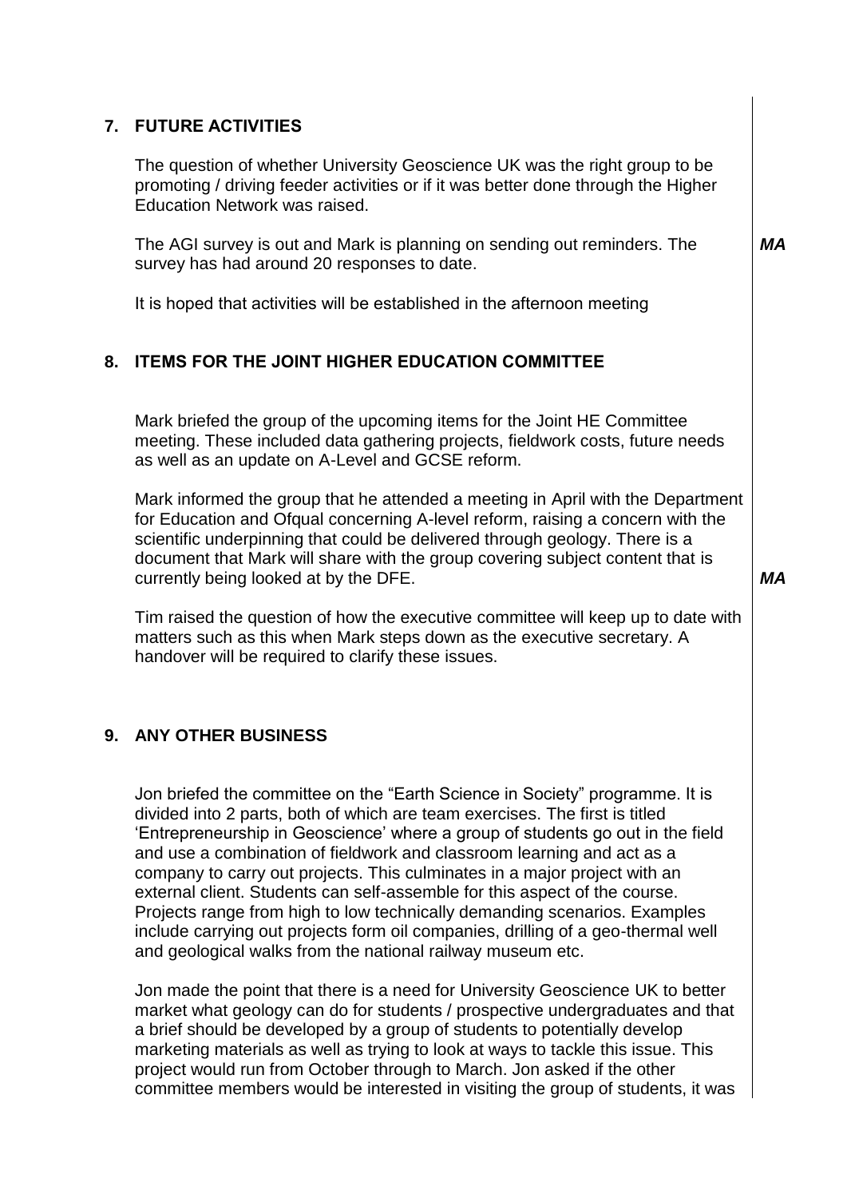## 7. FUTURE ACTIVITIES

The question of whether University Geoscience UK was the right group to be promoting / driving feeder activities or if it was better done through the Higher Education Network was raised.

The AGI survey is out and Mark is planning on sending out reminders. The survey has had around 20 responses to date. ***MA***

It is hoped that activities will be established in the afternoon meeting

## 8. ITEMS FOR THE JOINT HIGHER EDUCATION COMMITTEE

Mark briefed the group of the upcoming items for the Joint HE Committee meeting. These included data gathering projects, fieldwork costs, future needs as well as an update on A-Level and GCSE reform.

Mark informed the group that he attended a meeting in April with the Department for Education and Ofqual concerning A-level reform, raising a concern with the scientific underpinning that could be delivered through geology. There is a document that Mark will share with the group covering subject content that is currently being looked at by the DFE. ***MA***

Tim raised the question of how the executive committee will keep up to date with matters such as this when Mark steps down as the executive secretary. A handover will be required to clarify these issues.

## 9. ANY OTHER BUSINESS

Jon briefed the committee on the "Earth Science in Society" programme. It is divided into 2 parts, both of which are team exercises. The first is titled 'Entrepreneurship in Geoscience' where a group of students go out in the field and use a combination of fieldwork and classroom learning and act as a company to carry out projects. This culminates in a major project with an external client. Students can self-assemble for this aspect of the course. Projects range from high to low technically demanding scenarios. Examples include carrying out projects form oil companies, drilling of a geo-thermal well and geological walks from the national railway museum etc.

Jon made the point that there is a need for University Geoscience UK to better market what geology can do for students / prospective undergraduates and that a brief should be developed by a group of students to potentially develop marketing materials as well as trying to look at ways to tackle this issue. This project would run from October through to March. Jon asked if the other committee members would be interested in visiting the group of students, it was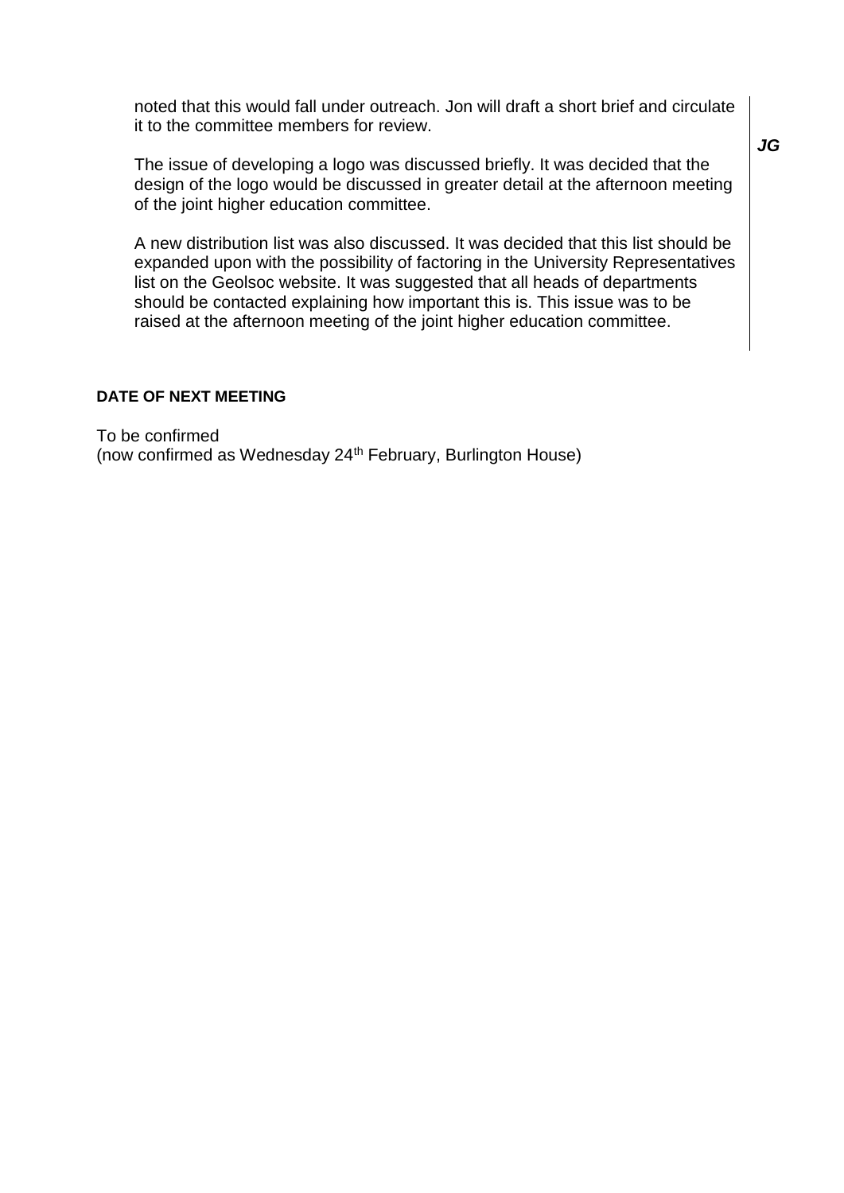noted that this would fall under outreach. Jon will draft a short brief and circulate it to the committee members for review. ***JG***

The issue of developing a logo was discussed briefly. It was decided that the design of the logo would be discussed in greater detail at the afternoon meeting of the joint higher education committee.

A new distribution list was also discussed. It was decided that this list should be expanded upon with the possibility of factoring in the University Representatives list on the Geolsoc website. It was suggested that all heads of departments should be contacted explaining how important this is. This issue was to be raised at the afternoon meeting of the joint higher education committee.

**DATE OF NEXT MEETING**

To be confirmed
(now confirmed as Wednesday 24th February, Burlington House)